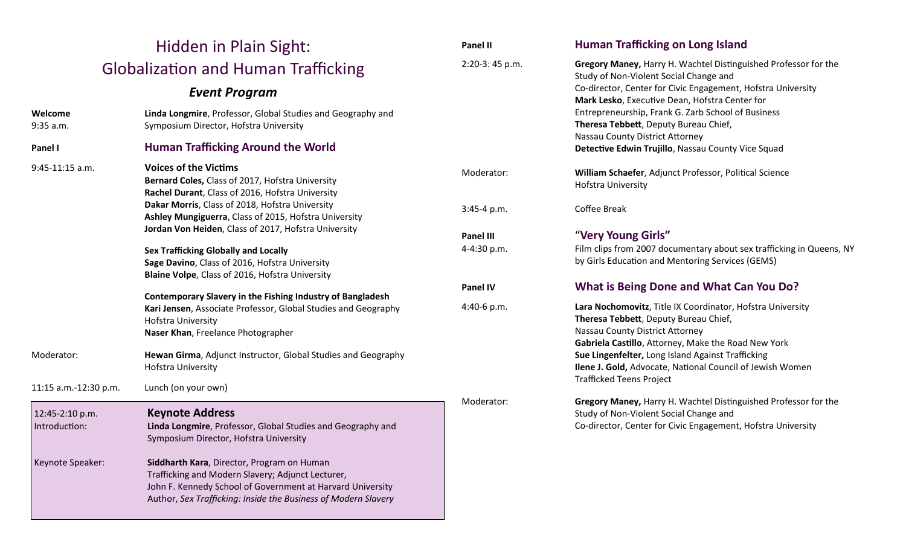# Hidden in Plain Sight: Globalization and Human Trafficking

## *Event Program*

**Welcome**
9:35 a.m.

**Linda Longmire**, Professor, Global Studies and Geography and Symposium Director, Hofstra University

**Panel I** — **Human Trafficking Around the World**

9:45-11:15 a.m.

**Voices of the Victims**
**Bernard Coles,** Class of 2017, Hofstra University
**Rachel Durant**, Class of 2016, Hofstra University
**Dakar Morris**, Class of 2018, Hofstra University
**Ashley Mungiguerra**, Class of 2015, Hofstra University
**Jordan Von Heiden**, Class of 2017, Hofstra University

**Sex Trafficking Globally and Locally**
**Sage Davino**, Class of 2016, Hofstra University
**Blaine Volpe**, Class of 2016, Hofstra University

**Contemporary Slavery in the Fishing Industry of Bangladesh**
**Kari Jensen**, Associate Professor, Global Studies and Geography Hofstra University
**Naser Khan**, Freelance Photographer

Moderator: **Hewan Girma**, Adjunct Instructor, Global Studies and Geography Hofstra University

11:15 a.m.-12:30 p.m. Lunch (on your own)

12:45-2:10 p.m. — **Keynote Address**

Introduction: **Linda Longmire**, Professor, Global Studies and Geography and Symposium Director, Hofstra University

Keynote Speaker: **Siddharth Kara**, Director, Program on Human Trafficking and Modern Slavery; Adjunct Lecturer, John F. Kennedy School of Government at Harvard University
Author, *Sex Trafficking: Inside the Business of Modern Slavery*

**Panel II** — **Human Trafficking on Long Island**

2:20-3: 45 p.m.

**Gregory Maney,** Harry H. Wachtel Distinguished Professor for the Study of Non-Violent Social Change and Co-director, Center for Civic Engagement, Hofstra University
**Mark Lesko**, Executive Dean, Hofstra Center for Entrepreneurship, Frank G. Zarb School of Business
**Theresa Tebbett**, Deputy Bureau Chief, Nassau County District Attorney
**Detective Edwin Trujillo**, Nassau County Vice Squad

Moderator: **William Schaefer**, Adjunct Professor, Political Science Hofstra University

3:45-4 p.m. Coffee Break

**Panel III** — **"Very Young Girls"**

4-4:30 p.m.

Film clips from 2007 documentary about sex trafficking in Queens, NY by Girls Education and Mentoring Services (GEMS)

**Panel IV** — **What is Being Done and What Can You Do?**

4:40-6 p.m.

**Lara Nochomovitz**, Title IX Coordinator, Hofstra University
**Theresa Tebbett**, Deputy Bureau Chief, Nassau County District Attorney
**Gabriela Castillo**, Attorney, Make the Road New York
**Sue Lingenfelter,** Long Island Against Trafficking
**Ilene J. Gold,** Advocate, National Council of Jewish Women Trafficked Teens Project

Moderator: **Gregory Maney,** Harry H. Wachtel Distinguished Professor for the Study of Non-Violent Social Change and Co-director, Center for Civic Engagement, Hofstra University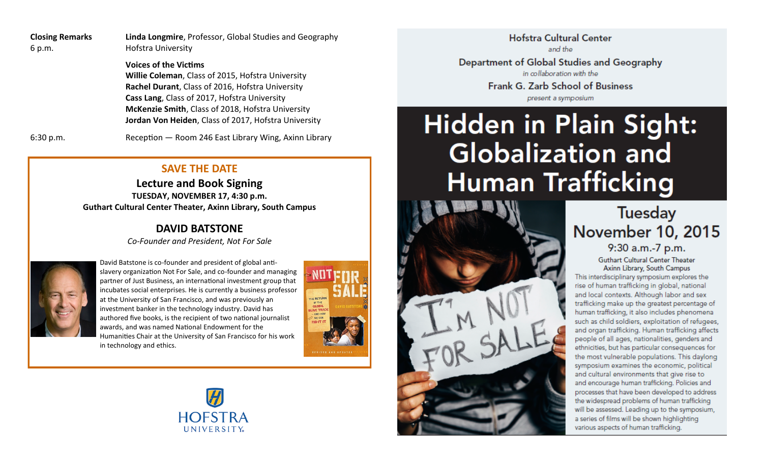**Closing Remarks**
6 p.m.

**Linda Longmire**, Professor, Global Studies and Geography
Hofstra University

**Voices of the Victims**
**Willie Coleman**, Class of 2015, Hofstra University
**Rachel Durant**, Class of 2016, Hofstra University
**Cass Lang**, Class of 2017, Hofstra University
**McKenzie Smith**, Class of 2018, Hofstra University
**Jordan Von Heiden**, Class of 2017, Hofstra University

6:30 p.m. Reception — Room 246 East Library Wing, Axinn Library

## SAVE THE DATE

### Lecture and Book Signing

**TUESDAY, NOVEMBER 17, 4:30 p.m.**
**Guthart Cultural Center Theater, Axinn Library, South Campus**

### DAVID BATSTONE

*Co-Founder and President, Not For Sale*

David Batstone is co-founder and president of global anti-slavery organization Not For Sale, and co-founder and managing partner of Just Business, an international investment group that incubates social enterprises. He is currently a business professor at the University of San Francisco, and was previously an investment banker in the technology industry. David has authored five books, is the recipient of two national journalist awards, and was named National Endowment for the Humanities Chair at the University of San Francisco for his work in technology and ethics.

HOFSTRA UNIVERSITY

Hofstra Cultural Center
*and the*
Department of Global Studies and Geography
*in collaboration with the*
Frank G. Zarb School of Business
*present a symposium*

# Hidden in Plain Sight: Globalization and Human Trafficking

## Tuesday November 10, 2015

9:30 a.m.-7 p.m.

Guthart Cultural Center Theater
Axinn Library, South Campus

This interdisciplinary symposium explores the rise of human trafficking in global, national and local contexts. Although labor and sex trafficking make up the greatest percentage of human trafficking, it also includes phenomena such as child soldiers, exploitation of refugees, and organ trafficking. Human trafficking affects people of all ages, nationalities, genders and ethnicities, but has particular consequences for the most vulnerable populations. This daylong symposium examines the economic, political and cultural environments that give rise to and encourage human trafficking. Policies and processes that have been developed to address the widespread problems of human trafficking will be assessed. Leading up to the symposium, a series of films will be shown highlighting various aspects of human trafficking.